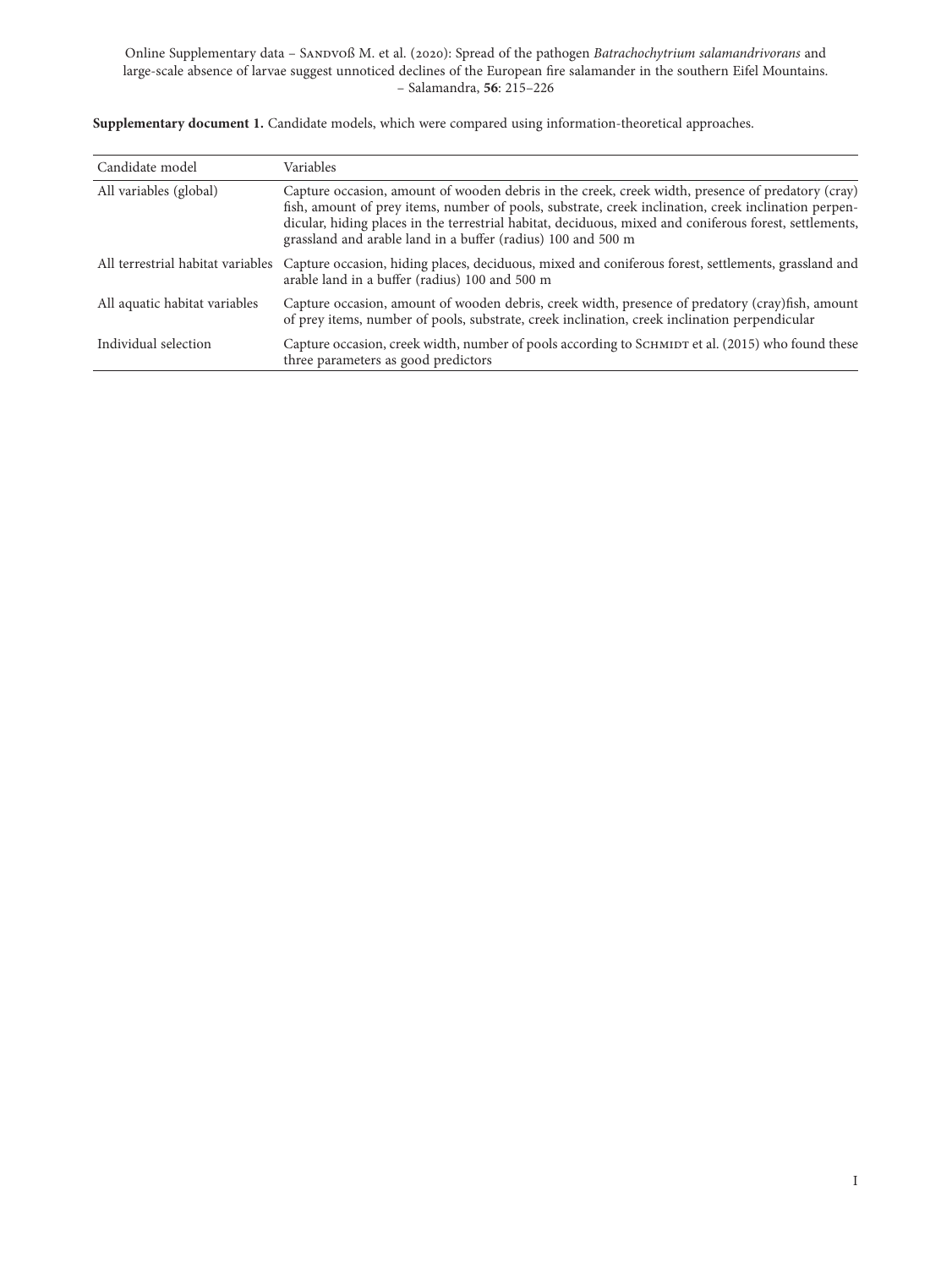Online Supplementary data – Sandvoß M. et al. (2020): Spread of the pathogen *Batrachochytrium salamandrivorans* and large-scale absence of larvae suggest unnoticed declines of the European fire salamander in the southern Eifel Mountains. – Salamandra, **56**: 215–226

**Supplementary document 1.** Candidate models, which were compared using information-theoretical approaches.

| Candidate model | Variables |
| --- | --- |
| All variables (global) | Capture occasion, amount of wooden debris in the creek, creek width, presence of predatory (cray) fish, amount of prey items, number of pools, substrate, creek inclination, creek inclination perpendicular, hiding places in the terrestrial habitat, deciduous, mixed and coniferous forest, settlements, grassland and arable land in a buffer (radius) 100 and 500 m |
| All terrestrial habitat variables | Capture occasion, hiding places, deciduous, mixed and coniferous forest, settlements, grassland and arable land in a buffer (radius) 100 and 500 m |
| All aquatic habitat variables | Capture occasion, amount of wooden debris, creek width, presence of predatory (cray)fish, amount of prey items, number of pools, substrate, creek inclination, creek inclination perpendicular |
| Individual selection | Capture occasion, creek width, number of pools according to Schmidt et al. (2015) who found these three parameters as good predictors |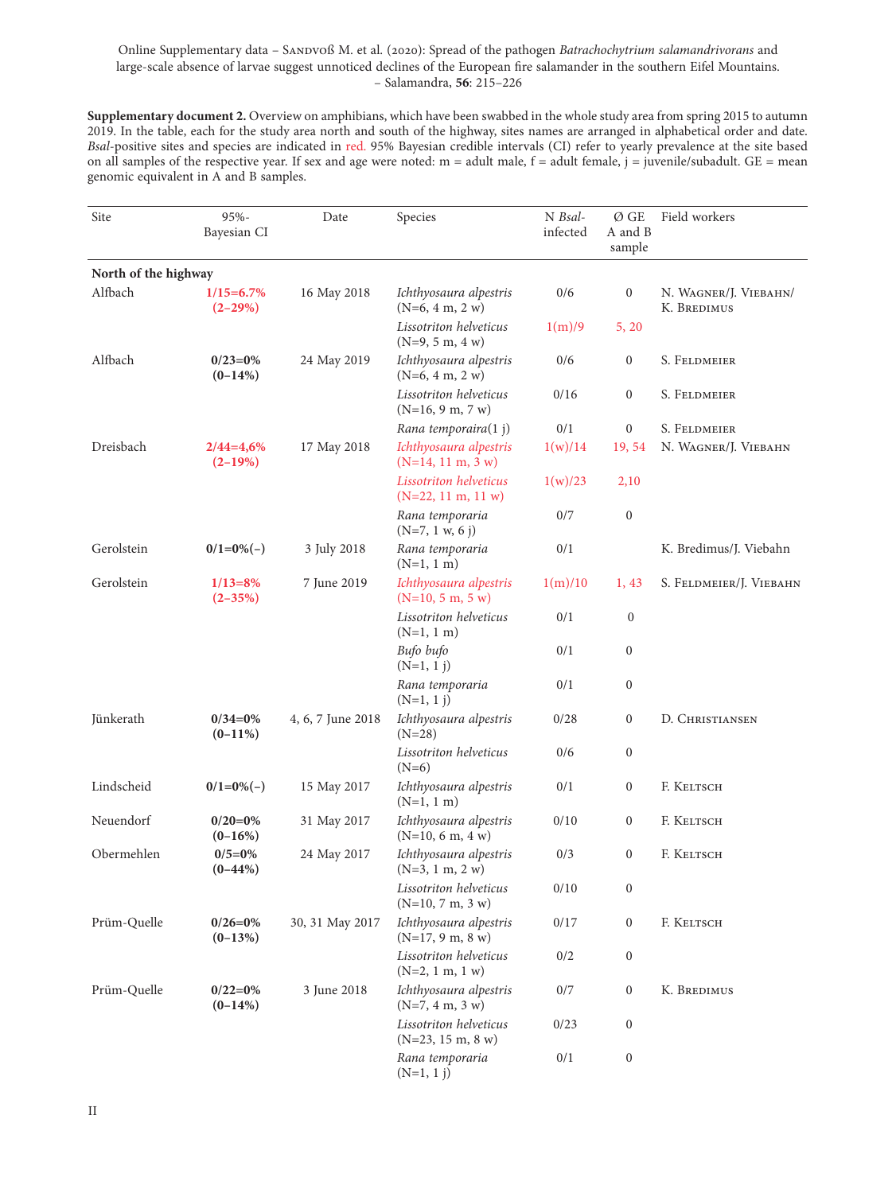Online Supplementary data – Sandvoß M. et al. (2020): Spread of the pathogen *Batrachochytrium salamandrivorans* and large-scale absence of larvae suggest unnoticed declines of the European fire salamander in the southern Eifel Mountains. – Salamandra, **56**: 215–226

**Supplementary document 2.** Overview on amphibians, which have been swabbed in the whole study area from spring 2015 to autumn 2019. In the table, each for the study area north and south of the highway, sites names are arranged in alphabetical order and date. *Bsal*-positive sites and species are indicated in red. 95% Bayesian credible intervals (CI) refer to yearly prevalence at the site based on all samples of the respective year. If sex and age were noted: m = adult male, f = adult female, j = juvenile/subadult. GE = mean genomic equivalent in A and B samples.

| Site | 95%-Bayesian CI | Date | Species | N *Bsal*-infected | Ø GE A and B sample | Field workers |
|---|---|---|---|---|---|---|
| **North of the highway** | | | | | | |
| Alfbach | **1/15=6.7% (2–29%)** | 16 May 2018 | *Ichthyosaura alpestris* (N=6, 4 m, 2 w) | 0/6 | 0 | N. Wagner/J. Viebahn/ K. Bredimus |
| | | | *Lissotriton helveticus* (N=9, 5 m, 4 w) | 1(m)/9 | 5, 20 | |
| Alfbach | **0/23=0% (0–14%)** | 24 May 2019 | *Ichthyosaura alpestris* (N=6, 4 m, 2 w) | 0/6 | 0 | S. Feldmeier |
| | | | *Lissotriton helveticus* (N=16, 9 m, 7 w) | 0/16 | 0 | S. Feldmeier |
| | | | *Rana temporaira*(1 j) | 0/1 | 0 | S. Feldmeier |
| Dreisbach | **2/44=4,6% (2–19%)** | 17 May 2018 | *Ichthyosaura alpestris* (N=14, 11 m, 3 w) | 1(w)/14 | 19, 54 | N. Wagner/J. Viebahn |
| | | | *Lissotriton helveticus* (N=22, 11 m, 11 w) | 1(w)/23 | 2,10 | |
| | | | *Rana temporaria* (N=7, 1 w, 6 j) | 0/7 | 0 | |
| Gerolstein | **0/1=0%(–)** | 3 July 2018 | *Rana temporaria* (N=1, 1 m) | 0/1 | | K. Bredimus/J. Viebahn |
| Gerolstein | **1/13=8% (2–35%)** | 7 June 2019 | *Ichthyosaura alpestris* (N=10, 5 m, 5 w) | 1(m)/10 | 1, 43 | S. Feldmeier/J. Viebahn |
| | | | *Lissotriton helveticus* (N=1, 1 m) | 0/1 | 0 | |
| | | | *Bufo bufo* (N=1, 1 j) | 0/1 | 0 | |
| | | | *Rana temporaria* (N=1, 1 j) | 0/1 | 0 | |
| Jünkerath | **0/34=0% (0–11%)** | 4, 6, 7 June 2018 | *Ichthyosaura alpestris* (N=28) | 0/28 | 0 | D. Christiansen |
| | | | *Lissotriton helveticus* (N=6) | 0/6 | 0 | |
| Lindscheid | **0/1=0%(–)** | 15 May 2017 | *Ichthyosaura alpestris* (N=1, 1 m) | 0/1 | 0 | F. Keltsch |
| Neuendorf | **0/20=0% (0–16%)** | 31 May 2017 | *Ichthyosaura alpestris* (N=10, 6 m, 4 w) | 0/10 | 0 | F. Keltsch |
| Obermehlen | **0/5=0% (0–44%)** | 24 May 2017 | *Ichthyosaura alpestris* (N=3, 1 m, 2 w) | 0/3 | 0 | F. Keltsch |
| | | | *Lissotriton helveticus* (N=10, 7 m, 3 w) | 0/10 | 0 | |
| Prüm-Quelle | **0/26=0% (0–13%)** | 30, 31 May 2017 | *Ichthyosaura alpestris* (N=17, 9 m, 8 w) | 0/17 | 0 | F. Keltsch |
| | | | *Lissotriton helveticus* (N=2, 1 m, 1 w) | 0/2 | 0 | |
| Prüm-Quelle | **0/22=0% (0–14%)** | 3 June 2018 | *Ichthyosaura alpestris* (N=7, 4 m, 3 w) | 0/7 | 0 | K. Bredimus |
| | | | *Lissotriton helveticus* (N=23, 15 m, 8 w) | 0/23 | 0 | |
| | | | *Rana temporaria* (N=1, 1 j) | 0/1 | 0 | |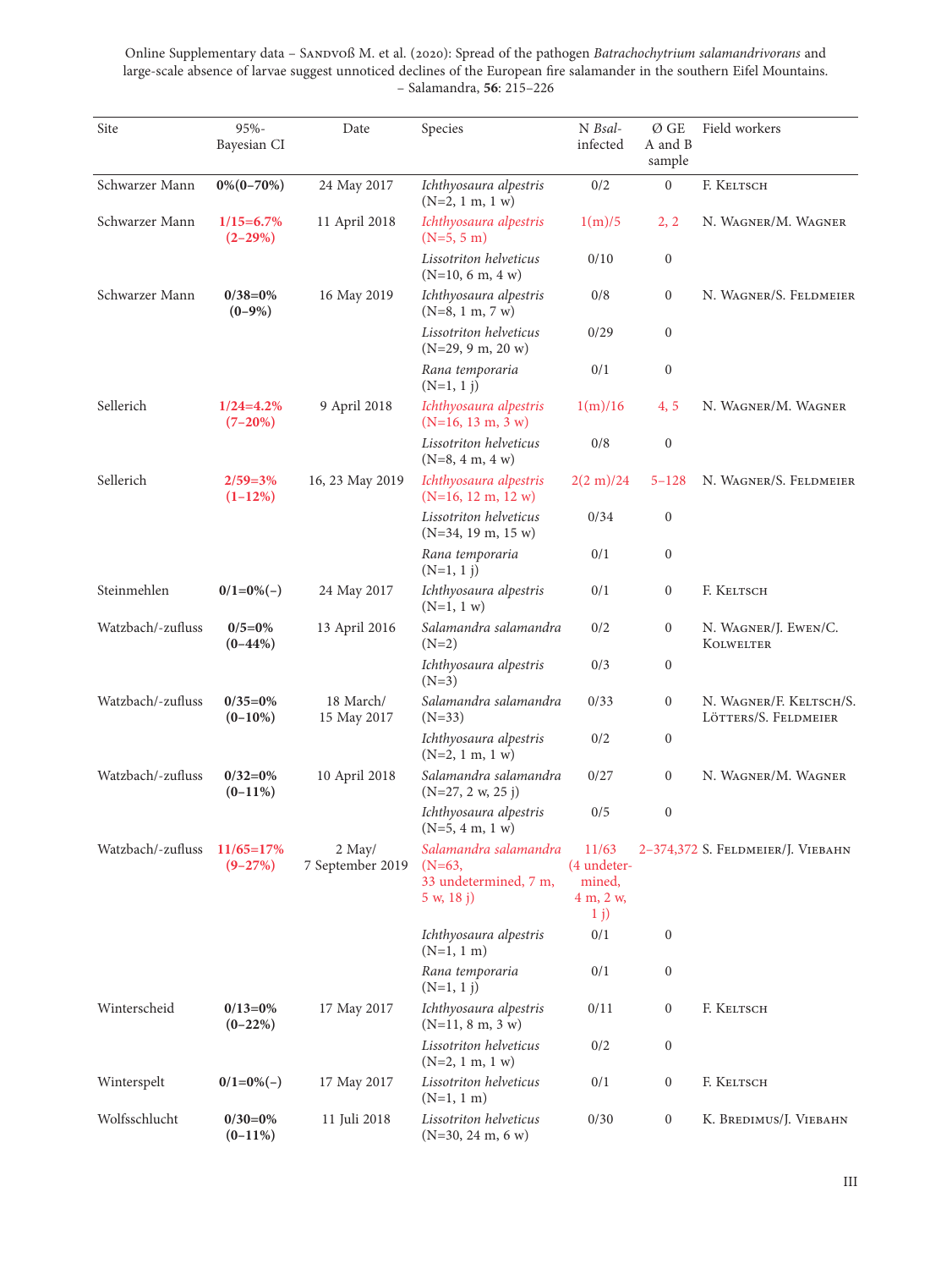Online Supplementary data – Sandvoß M. et al. (2020): Spread of the pathogen *Batrachochytrium salamandrivorans* and large-scale absence of larvae suggest unnoticed declines of the European fire salamander in the southern Eifel Mountains. – Salamandra, **56**: 215–226

| Site | 95%-Bayesian CI | Date | Species | N *Bsal*-infected | Ø GE A and B sample | Field workers |
|---|---|---|---|---|---|---|
| Schwarzer Mann | **0%(0–70%)** | 24 May 2017 | *Ichthyosaura alpestris* (N=2, 1 m, 1 w) | 0/2 | 0 | F. Keltsch |
| Schwarzer Mann | **1/15=6.7% (2–29%)** | 11 April 2018 | *Ichthyosaura alpestris* (N=5, 5 m) | 1(m)/5 | 2, 2 | N. Wagner/M. Wagner |
| | | | *Lissotriton helveticus* (N=10, 6 m, 4 w) | 0/10 | 0 | |
| Schwarzer Mann | **0/38=0% (0–9%)** | 16 May 2019 | *Ichthyosaura alpestris* (N=8, 1 m, 7 w) | 0/8 | 0 | N. Wagner/S. Feldmeier |
| | | | *Lissotriton helveticus* (N=29, 9 m, 20 w) | 0/29 | 0 | |
| | | | *Rana temporaria* (N=1, 1 j) | 0/1 | 0 | |
| Sellerich | **1/24=4.2% (7–20%)** | 9 April 2018 | *Ichthyosaura alpestris* (N=16, 13 m, 3 w) | 1(m)/16 | 4, 5 | N. Wagner/M. Wagner |
| | | | *Lissotriton helveticus* (N=8, 4 m, 4 w) | 0/8 | 0 | |
| Sellerich | **2/59=3% (1–12%)** | 16, 23 May 2019 | *Ichthyosaura alpestris* (N=16, 12 m, 12 w) | 2(2 m)/24 | 5–128 | N. Wagner/S. Feldmeier |
| | | | *Lissotriton helveticus* (N=34, 19 m, 15 w) | 0/34 | 0 | |
| | | | *Rana temporaria* (N=1, 1 j) | 0/1 | 0 | |
| Steinmehlen | **0/1=0%(–)** | 24 May 2017 | *Ichthyosaura alpestris* (N=1, 1 w) | 0/1 | 0 | F. Keltsch |
| Watzbach/-zufluss | **0/5=0% (0–44%)** | 13 April 2016 | *Salamandra salamandra* (N=2) | 0/2 | 0 | N. Wagner/J. Ewen/C. Kolwelter |
| | | | *Ichthyosaura alpestris* (N=3) | 0/3 | 0 | |
| Watzbach/-zufluss | **0/35=0% (0–10%)** | 18 March/ 15 May 2017 | *Salamandra salamandra* (N=33) | 0/33 | 0 | N. Wagner/F. Keltsch/S. Lötters/S. Feldmeier |
| | | | *Ichthyosaura alpestris* (N=2, 1 m, 1 w) | 0/2 | 0 | |
| Watzbach/-zufluss | **0/32=0% (0–11%)** | 10 April 2018 | *Salamandra salamandra* (N=27, 2 w, 25 j) | 0/27 | 0 | N. Wagner/M. Wagner |
| | | | *Ichthyosaura alpestris* (N=5, 4 m, 1 w) | 0/5 | 0 | |
| Watzbach/-zufluss | **11/65=17% (9–27%)** | 2 May/ 7 September 2019 | *Salamandra salamandra* (N=63, 33 undetermined, 7 m, 5 w, 18 j) | 11/63 (4 undetermined, 4 m, 2 w, 1 j) | 2–374,372 | S. Feldmeier/J. Viebahn |
| | | | *Ichthyosaura alpestris* (N=1, 1 m) | 0/1 | 0 | |
| | | | *Rana temporaria* (N=1, 1 j) | 0/1 | 0 | |
| Winterscheid | **0/13=0% (0–22%)** | 17 May 2017 | *Ichthyosaura alpestris* (N=11, 8 m, 3 w) | 0/11 | 0 | F. Keltsch |
| | | | *Lissotriton helveticus* (N=2, 1 m, 1 w) | 0/2 | 0 | |
| Winterspelt | **0/1=0%(–)** | 17 May 2017 | *Lissotriton helveticus* (N=1, 1 m) | 0/1 | 0 | F. Keltsch |
| Wolfsschlucht | **0/30=0% (0–11%)** | 11 Juli 2018 | *Lissotriton helveticus* (N=30, 24 m, 6 w) | 0/30 | 0 | K. Bredimus/J. Viebahn |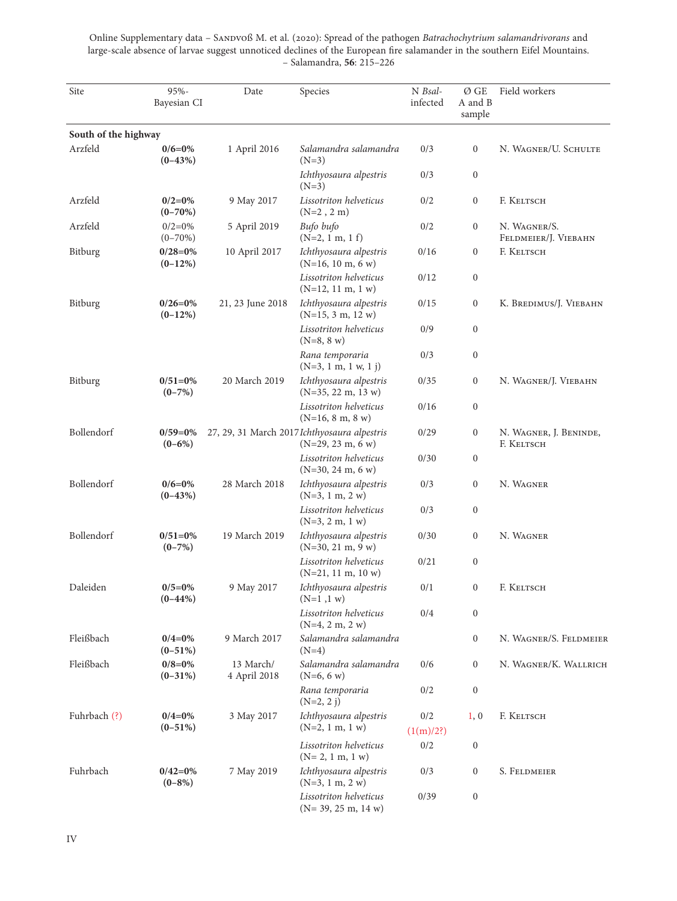| Site | 95%-Bayesian CI | Date | Species | N *Bsal*-infected | Ø GE A and B sample | Field workers |
|---|---|---|---|---|---|---|
| **South of the highway** | | | | | | |
| Arzfeld | **0/6=0% (0–43%)** | 1 April 2016 | *Salamandra salamandra* (N=3) | 0/3 | 0 | N. Wagner/U. Schulte |
| | | | *Ichthyosaura alpestris* (N=3) | 0/3 | 0 | |
| Arzfeld | **0/2=0% (0–70%)** | 9 May 2017 | *Lissotriton helveticus* (N=2 , 2 m) | 0/2 | 0 | F. Keltsch |
| Arzfeld | 0/2=0% (0–70%) | 5 April 2019 | *Bufo bufo* (N=2, 1 m, 1 f) | 0/2 | 0 | N. Wagner/S. Feldmeier/J. Viebahn |
| Bitburg | **0/28=0% (0–12%)** | 10 April 2017 | *Ichthyosaura alpestris* (N=16, 10 m, 6 w) | 0/16 | 0 | F. Keltsch |
| | | | *Lissotriton helveticus* (N=12, 11 m, 1 w) | 0/12 | 0 | |
| Bitburg | **0/26=0% (0–12%)** | 21, 23 June 2018 | *Ichthyosaura alpestris* (N=15, 3 m, 12 w) | 0/15 | 0 | K. Bredimus/J. Viebahn |
| | | | *Lissotriton helveticus* (N=8, 8 w) | 0/9 | 0 | |
| | | | *Rana temporaria* (N=3, 1 m, 1 w, 1 j) | 0/3 | 0 | |
| Bitburg | **0/51=0% (0–7%)** | 20 March 2019 | *Ichthyosaura alpestris* (N=35, 22 m, 13 w) | 0/35 | 0 | N. Wagner/J. Viebahn |
| | | | *Lissotriton helveticus* (N=16, 8 m, 8 w) | 0/16 | 0 | |
| Bollendorf | **0/59=0% (0–6%)** | 27, 29, 31 March 2017 | *Ichthyosaura alpestris* (N=29, 23 m, 6 w) | 0/29 | 0 | N. Wagner, J. Beninde, F. Keltsch |
| | | | *Lissotriton helveticus* (N=30, 24 m, 6 w) | 0/30 | 0 | |
| Bollendorf | **0/6=0% (0–43%)** | 28 March 2018 | *Ichthyosaura alpestris* (N=3, 1 m, 2 w) | 0/3 | 0 | N. Wagner |
| | | | *Lissotriton helveticus* (N=3, 2 m, 1 w) | 0/3 | 0 | |
| Bollendorf | **0/51=0% (0–7%)** | 19 March 2019 | *Ichthyosaura alpestris* (N=30, 21 m, 9 w) | 0/30 | 0 | N. Wagner |
| | | | *Lissotriton helveticus* (N=21, 11 m, 10 w) | 0/21 | 0 | |
| Daleiden | **0/5=0% (0–44%)** | 9 May 2017 | *Ichthyosaura alpestris* (N=1 ,1 w) | 0/1 | 0 | F. Keltsch |
| | | | *Lissotriton helveticus* (N=4, 2 m, 2 w) | 0/4 | 0 | |
| Fleißbach | **0/4=0% (0–51%)** | 9 March 2017 | *Salamandra salamandra* (N=4) | | 0 | N. Wagner/S. Feldmeier |
| Fleißbach | **0/8=0% (0–31%)** | 13 March/ 4 April 2018 | *Salamandra salamandra* (N=6, 6 w) | 0/6 | 0 | N. Wagner/K. Wallrich |
| | | | *Rana temporaria* (N=2, 2 j) | 0/2 | 0 | |
| Fuhrbach (?) | **0/4=0% (0–51%)** | 3 May 2017 | *Ichthyosaura alpestris* (N=2, 1 m, 1 w) | 0/2 (1(m)/2?) | 1, 0 | F. Keltsch |
| | | | *Lissotriton helveticus* (N= 2, 1 m, 1 w) | 0/2 | 0 | |
| Fuhrbach | **0/42=0% (0–8%)** | 7 May 2019 | *Ichthyosaura alpestris* (N=3, 1 m, 2 w) | 0/3 | 0 | S. Feldmeier |
| | | | *Lissotriton helveticus* (N= 39, 25 m, 14 w) | 0/39 | 0 | |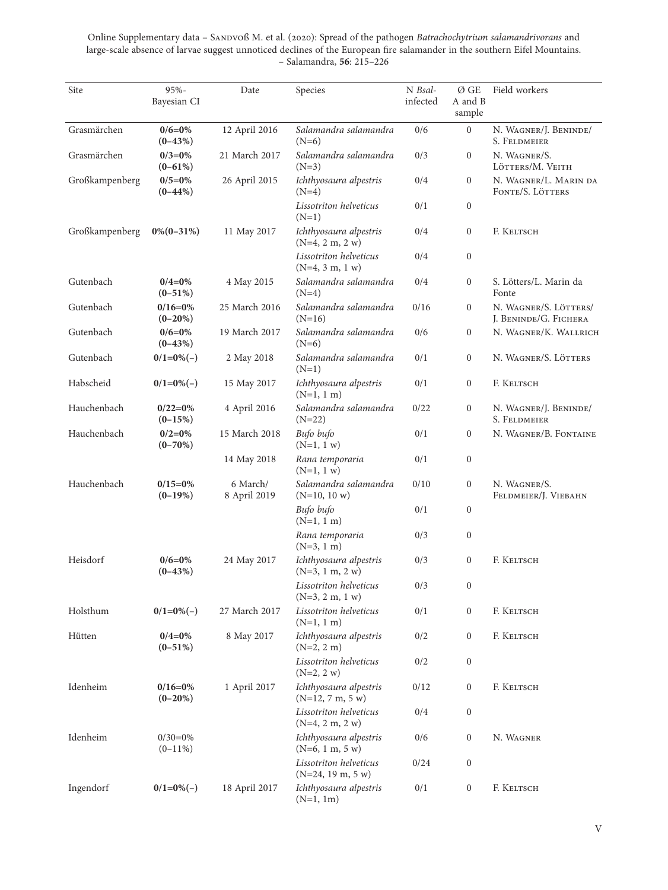| Site | 95%-Bayesian CI | Date | Species | N *Bsal*-infected | Ø GE A and B sample | Field workers |
|---|---|---|---|---|---|---|
| Grasmärchen | **0/6=0% (0–43%)** | 12 April 2016 | *Salamandra salamandra* (N=6) | 0/6 | 0 | N. Wagner/J. Beninde/S. Feldmeier |
| Grasmärchen | **0/3=0% (0–61%)** | 21 March 2017 | *Salamandra salamandra* (N=3) | 0/3 | 0 | N. Wagner/S. Lötters/M. Veith |
| Großkampenberg | **0/5=0% (0–44%)** | 26 April 2015 | *Ichthyosaura alpestris* (N=4) | 0/4 | 0 | N. Wagner/L. Marin da Fonte/S. Lötters |
| | | | *Lissotriton helveticus* (N=1) | 0/1 | 0 | |
| Großkampenberg | **0%(0–31%)** | 11 May 2017 | *Ichthyosaura alpestris* (N=4, 2 m, 2 w) | 0/4 | 0 | F. Keltsch |
| | | | *Lissotriton helveticus* (N=4, 3 m, 1 w) | 0/4 | 0 | |
| Gutenbach | **0/4=0% (0–51%)** | 4 May 2015 | *Salamandra salamandra* (N=4) | 0/4 | 0 | S. Lötters/L. Marin da Fonte |
| Gutenbach | **0/16=0% (0–20%)** | 25 March 2016 | *Salamandra salamandra* (N=16) | 0/16 | 0 | N. Wagner/S. Lötters/J. Beninde/G. Fichera |
| Gutenbach | **0/6=0% (0–43%)** | 19 March 2017 | *Salamandra salamandra* (N=6) | 0/6 | 0 | N. Wagner/K. Wallrich |
| Gutenbach | **0/1=0%(–)** | 2 May 2018 | *Salamandra salamandra* (N=1) | 0/1 | 0 | N. Wagner/S. Lötters |
| Habscheid | **0/1=0%(–)** | 15 May 2017 | *Ichthyosaura alpestris* (N=1, 1 m) | 0/1 | 0 | F. Keltsch |
| Hauchenbach | **0/22=0% (0–15%)** | 4 April 2016 | *Salamandra salamandra* (N=22) | 0/22 | 0 | N. Wagner/J. Beninde/S. Feldmeier |
| Hauchenbach | **0/2=0% (0–70%)** | 15 March 2018 | *Bufo bufo* (N=1, 1 w) | 0/1 | 0 | N. Wagner/B. Fontaine |
| | | 14 May 2018 | *Rana temporaria* (N=1, 1 w) | 0/1 | 0 | |
| Hauchenbach | **0/15=0% (0–19%)** | 6 March/ 8 April 2019 | *Salamandra salamandra* (N=10, 10 w) | 0/10 | 0 | N. Wagner/S. Feldmeier/J. Viebahn |
| | | | *Bufo bufo* (N=1, 1 m) | 0/1 | 0 | |
| | | | *Rana temporaria* (N=3, 1 m) | 0/3 | 0 | |
| Heisdorf | **0/6=0% (0–43%)** | 24 May 2017 | *Ichthyosaura alpestris* (N=3, 1 m, 2 w) | 0/3 | 0 | F. Keltsch |
| | | | *Lissotriton helveticus* (N=3, 2 m, 1 w) | 0/3 | 0 | |
| Holsthum | **0/1=0%(–)** | 27 March 2017 | *Lissotriton helveticus* (N=1, 1 m) | 0/1 | 0 | F. Keltsch |
| Hütten | **0/4=0% (0–51%)** | 8 May 2017 | *Ichthyosaura alpestris* (N=2, 2 m) | 0/2 | 0 | F. Keltsch |
| | | | *Lissotriton helveticus* (N=2, 2 w) | 0/2 | 0 | |
| Idenheim | **0/16=0% (0–20%)** | 1 April 2017 | *Ichthyosaura alpestris* (N=12, 7 m, 5 w) | 0/12 | 0 | F. Keltsch |
| | | | *Lissotriton helveticus* (N=4, 2 m, 2 w) | 0/4 | 0 | |
| Idenheim | 0/30=0% (0–11%) | | *Ichthyosaura alpestris* (N=6, 1 m, 5 w) | 0/6 | 0 | N. Wagner |
| | | | *Lissotriton helveticus* (N=24, 19 m, 5 w) | 0/24 | 0 | |
| Ingendorf | **0/1=0%(–)** | 18 April 2017 | *Ichthyosaura alpestris* (N=1, 1m) | 0/1 | 0 | F. Keltsch |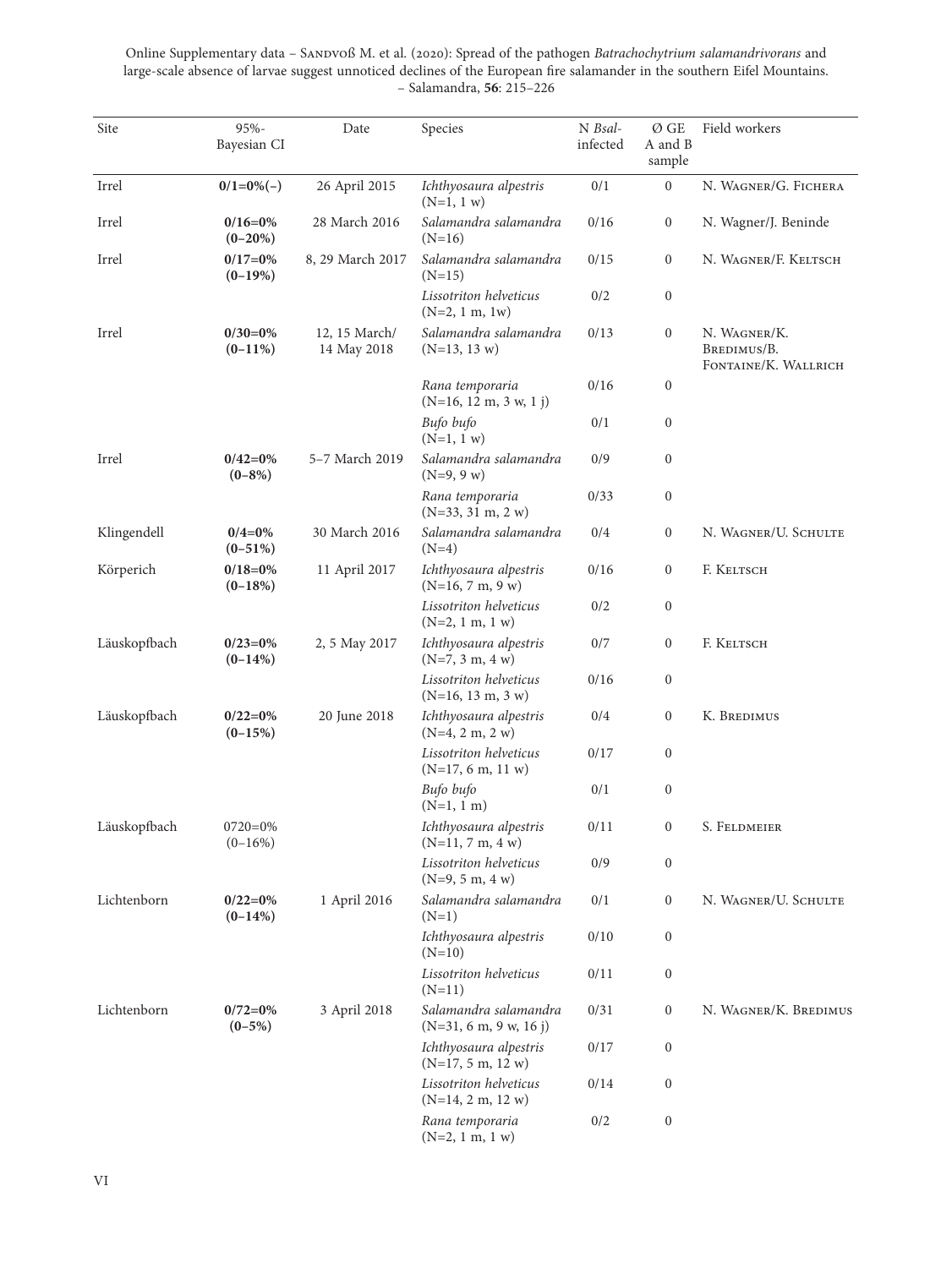| Site | 95%-Bayesian CI | Date | Species | N *Bsal*-infected | Ø GE A and B sample | Field workers |
|---|---|---|---|---|---|---|
| Irrel | **0/1=0%(–)** | 26 April 2015 | *Ichthyosaura alpestris* (N=1, 1 w) | 0/1 | 0 | N. Wagner/G. Fichera |
| Irrel | **0/16=0% (0–20%)** | 28 March 2016 | *Salamandra salamandra* (N=16) | 0/16 | 0 | N. Wagner/J. Beninde |
| Irrel | **0/17=0% (0–19%)** | 8, 29 March 2017 | *Salamandra salamandra* (N=15) | 0/15 | 0 | N. Wagner/F. Keltsch |
| | | | *Lissotriton helveticus* (N=2, 1 m, 1w) | 0/2 | 0 | |
| Irrel | **0/30=0% (0–11%)** | 12, 15 March/ 14 May 2018 | *Salamandra salamandra* (N=13, 13 w) | 0/13 | 0 | N. Wagner/K. Bredimus/B. Fontaine/K. Wallrich |
| | | | *Rana temporaria* (N=16, 12 m, 3 w, 1 j) | 0/16 | 0 | |
| | | | *Bufo bufo* (N=1, 1 w) | 0/1 | 0 | |
| Irrel | **0/42=0% (0–8%)** | 5–7 March 2019 | *Salamandra salamandra* (N=9, 9 w) | 0/9 | 0 | |
| | | | *Rana temporaria* (N=33, 31 m, 2 w) | 0/33 | 0 | |
| Klingendell | **0/4=0% (0–51%)** | 30 March 2016 | *Salamandra salamandra* (N=4) | 0/4 | 0 | N. Wagner/U. Schulte |
| Körperich | **0/18=0% (0–18%)** | 11 April 2017 | *Ichthyosaura alpestris* (N=16, 7 m, 9 w) | 0/16 | 0 | F. Keltsch |
| | | | *Lissotriton helveticus* (N=2, 1 m, 1 w) | 0/2 | 0 | |
| Läuskopfbach | **0/23=0% (0–14%)** | 2, 5 May 2017 | *Ichthyosaura alpestris* (N=7, 3 m, 4 w) | 0/7 | 0 | F. Keltsch |
| | | | *Lissotriton helveticus* (N=16, 13 m, 3 w) | 0/16 | 0 | |
| Läuskopfbach | **0/22=0% (0–15%)** | 20 June 2018 | *Ichthyosaura alpestris* (N=4, 2 m, 2 w) | 0/4 | 0 | K. Bredimus |
| | | | *Lissotriton helveticus* (N=17, 6 m, 11 w) | 0/17 | 0 | |
| | | | *Bufo bufo* (N=1, 1 m) | 0/1 | 0 | |
| Läuskopfbach | 0720=0% (0–16%) | | *Ichthyosaura alpestris* (N=11, 7 m, 4 w) | 0/11 | 0 | S. Feldmeier |
| | | | *Lissotriton helveticus* (N=9, 5 m, 4 w) | 0/9 | 0 | |
| Lichtenborn | **0/22=0% (0–14%)** | 1 April 2016 | *Salamandra salamandra* (N=1) | 0/1 | 0 | N. Wagner/U. Schulte |
| | | | *Ichthyosaura alpestris* (N=10) | 0/10 | 0 | |
| | | | *Lissotriton helveticus* (N=11) | 0/11 | 0 | |
| Lichtenborn | **0/72=0% (0–5%)** | 3 April 2018 | *Salamandra salamandra* (N=31, 6 m, 9 w, 16 j) | 0/31 | 0 | N. Wagner/K. Bredimus |
| | | | *Ichthyosaura alpestris* (N=17, 5 m, 12 w) | 0/17 | 0 | |
| | | | *Lissotriton helveticus* (N=14, 2 m, 12 w) | 0/14 | 0 | |
| | | | *Rana temporaria* (N=2, 1 m, 1 w) | 0/2 | 0 | |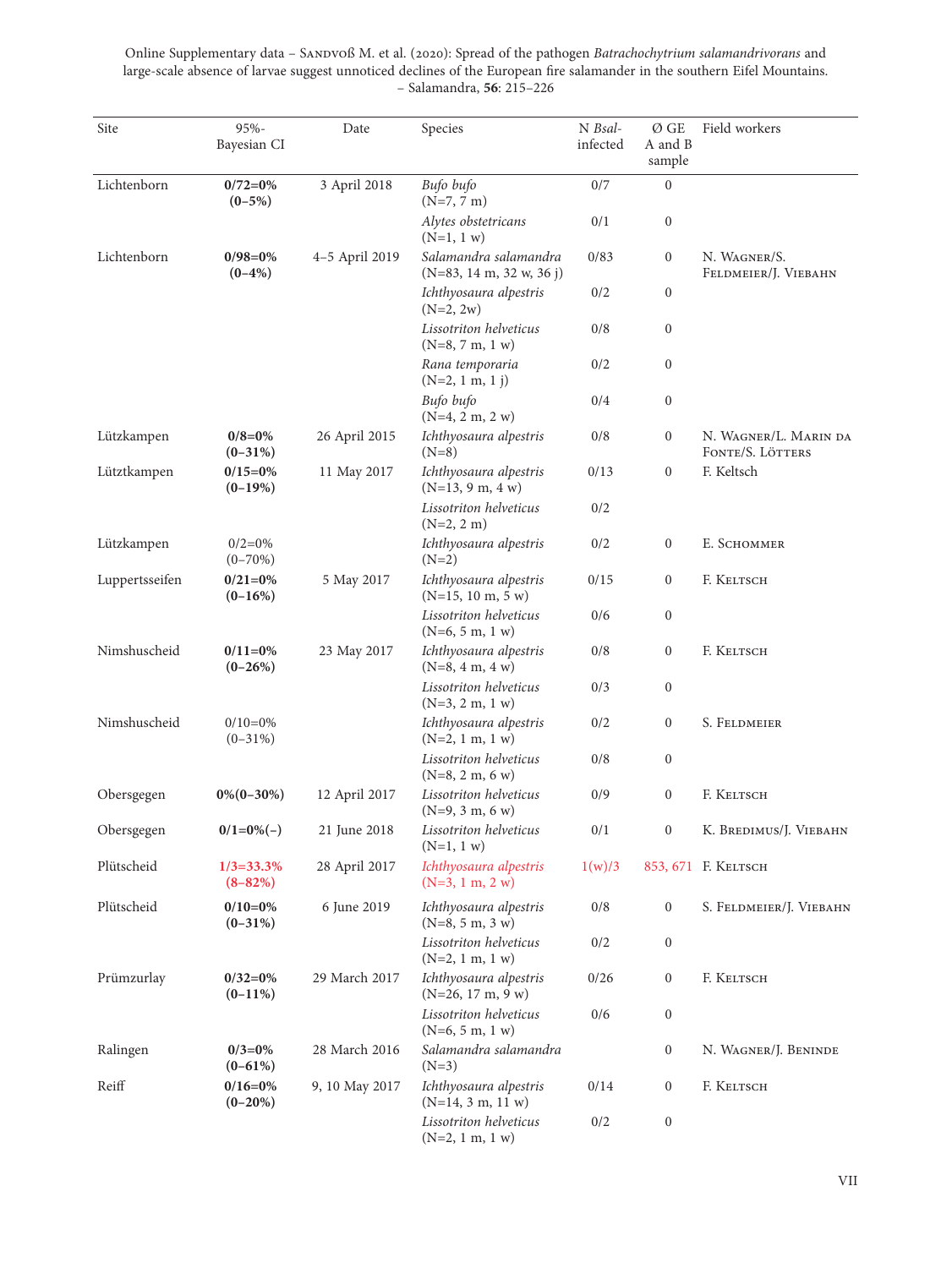| Site | 95%-Bayesian CI | Date | Species | N *Bsal*-infected | Ø GE A and B sample | Field workers |
|---|---|---|---|---|---|---|
| Lichtenborn | **0/72=0% (0–5%)** | 3 April 2018 | *Bufo bufo* (N=7, 7 m) | 0/7 | 0 | |
| | | | *Alytes obstetricans* (N=1, 1 w) | 0/1 | 0 | |
| Lichtenborn | **0/98=0% (0–4%)** | 4–5 April 2019 | *Salamandra salamandra* (N=83, 14 m, 32 w, 36 j) | 0/83 | 0 | N. Wagner/S. Feldmeier/J. Viebahn |
| | | | *Ichthyosaura alpestris* (N=2, 2w) | 0/2 | 0 | |
| | | | *Lissotriton helveticus* (N=8, 7 m, 1 w) | 0/8 | 0 | |
| | | | *Rana temporaria* (N=2, 1 m, 1 j) | 0/2 | 0 | |
| | | | *Bufo bufo* (N=4, 2 m, 2 w) | 0/4 | 0 | |
| Lützkampen | **0/8=0% (0–31%)** | 26 April 2015 | *Ichthyosaura alpestris* (N=8) | 0/8 | 0 | N. Wagner/L. Marin da Fonte/S. Lötters |
| Lütztkampen | **0/15=0% (0–19%)** | 11 May 2017 | *Ichthyosaura alpestris* (N=13, 9 m, 4 w) | 0/13 | 0 | F. Keltsch |
| | | | *Lissotriton helveticus* (N=2, 2 m) | 0/2 | | |
| Lützkampen | 0/2=0% (0–70%) | | *Ichthyosaura alpestris* (N=2) | 0/2 | 0 | E. Schommer |
| Luppertsseifen | **0/21=0% (0–16%)** | 5 May 2017 | *Ichthyosaura alpestris* (N=15, 10 m, 5 w) | 0/15 | 0 | F. Keltsch |
| | | | *Lissotriton helveticus* (N=6, 5 m, 1 w) | 0/6 | 0 | |
| Nimshuscheid | **0/11=0% (0–26%)** | 23 May 2017 | *Ichthyosaura alpestris* (N=8, 4 m, 4 w) | 0/8 | 0 | F. Keltsch |
| | | | *Lissotriton helveticus* (N=3, 2 m, 1 w) | 0/3 | 0 | |
| Nimshuscheid | 0/10=0% (0–31%) | | *Ichthyosaura alpestris* (N=2, 1 m, 1 w) | 0/2 | 0 | S. Feldmeier |
| | | | *Lissotriton helveticus* (N=8, 2 m, 6 w) | 0/8 | 0 | |
| Obersgegen | **0%(0–30%)** | 12 April 2017 | *Lissotriton helveticus* (N=9, 3 m, 6 w) | 0/9 | 0 | F. Keltsch |
| Obersgegen | **0/1=0%(–)** | 21 June 2018 | *Lissotriton helveticus* (N=1, 1 w) | 0/1 | 0 | K. Bredimus/J. Viebahn |
| Plütscheid | **1/3=33.3% (8–82%)** | 28 April 2017 | *Ichthyosaura alpestris* (N=3, 1 m, 2 w) | 1(w)/3 | 853, 671 | F. Keltsch |
| Plütscheid | **0/10=0% (0–31%)** | 6 June 2019 | *Ichthyosaura alpestris* (N=8, 5 m, 3 w) | 0/8 | 0 | S. Feldmeier/J. Viebahn |
| | | | *Lissotriton helveticus* (N=2, 1 m, 1 w) | 0/2 | 0 | |
| Prümzurlay | **0/32=0% (0–11%)** | 29 March 2017 | *Ichthyosaura alpestris* (N=26, 17 m, 9 w) | 0/26 | 0 | F. Keltsch |
| | | | *Lissotriton helveticus* (N=6, 5 m, 1 w) | 0/6 | 0 | |
| Ralingen | **0/3=0% (0–61%)** | 28 March 2016 | *Salamandra salamandra* (N=3) | | 0 | N. Wagner/J. Beninde |
| Reiff | **0/16=0% (0–20%)** | 9, 10 May 2017 | *Ichthyosaura alpestris* (N=14, 3 m, 11 w) | 0/14 | 0 | F. Keltsch |
| | | | *Lissotriton helveticus* (N=2, 1 m, 1 w) | 0/2 | 0 | |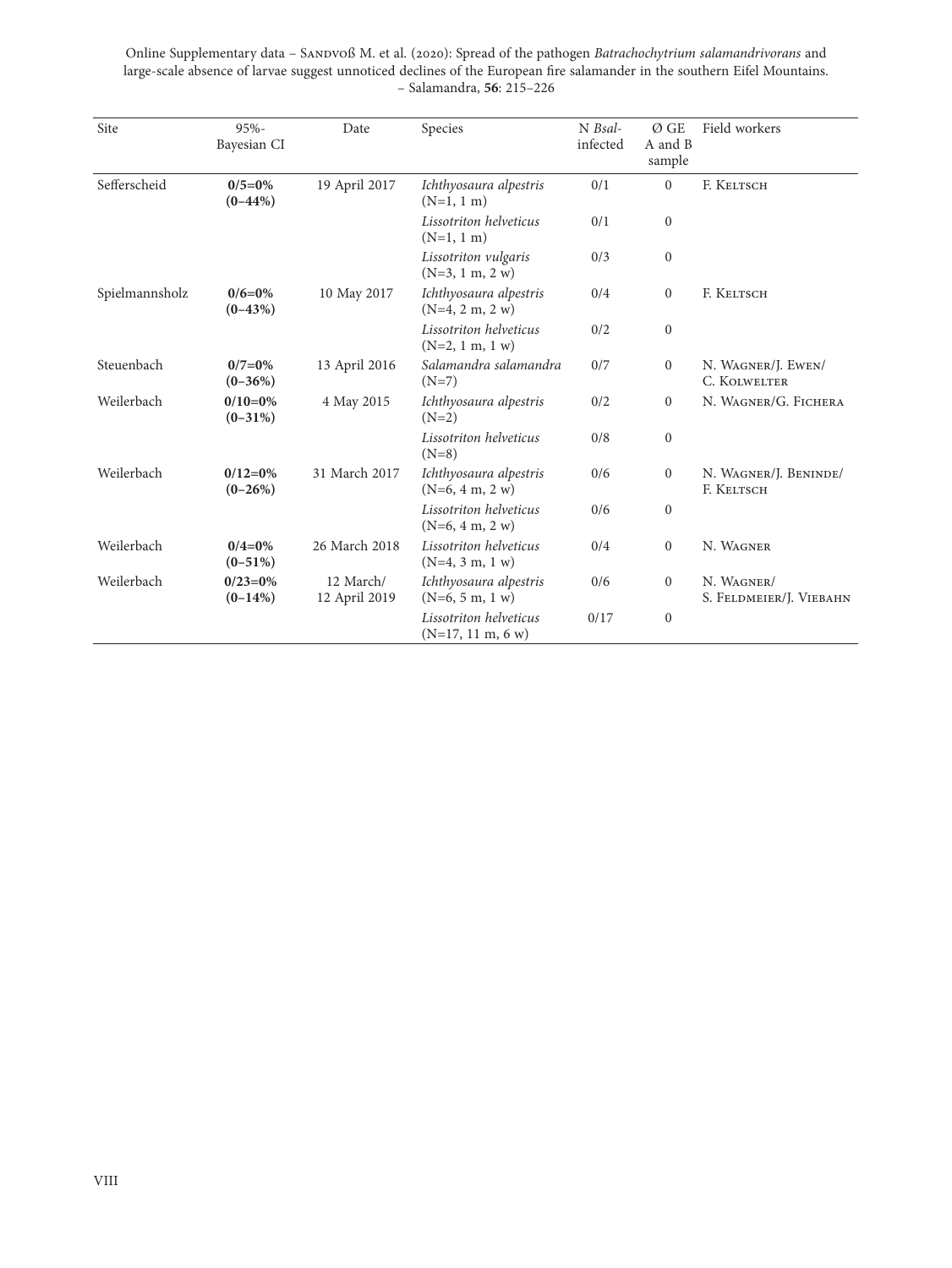| Site | 95%-Bayesian CI | Date | Species | N *Bsal*-infected | Ø GE A and B sample | Field workers |
|---|---|---|---|---|---|---|
| Sefferscheid | **0/5=0% (0–44%)** | 19 April 2017 | *Ichthyosaura alpestris* (N=1, 1 m) | 0/1 | 0 | F. Keltsch |
| | | | *Lissotriton helveticus* (N=1, 1 m) | 0/1 | 0 | |
| | | | *Lissotriton vulgaris* (N=3, 1 m, 2 w) | 0/3 | 0 | |
| Spielmannsholz | **0/6=0% (0–43%)** | 10 May 2017 | *Ichthyosaura alpestris* (N=4, 2 m, 2 w) | 0/4 | 0 | F. Keltsch |
| | | | *Lissotriton helveticus* (N=2, 1 m, 1 w) | 0/2 | 0 | |
| Steuenbach | **0/7=0% (0–36%)** | 13 April 2016 | *Salamandra salamandra* (N=7) | 0/7 | 0 | N. Wagner/J. Ewen/ C. Kolwelter |
| Weilerbach | **0/10=0% (0–31%)** | 4 May 2015 | *Ichthyosaura alpestris* (N=2) | 0/2 | 0 | N. Wagner/G. Fichera |
| | | | *Lissotriton helveticus* (N=8) | 0/8 | 0 | |
| Weilerbach | **0/12=0% (0–26%)** | 31 March 2017 | *Ichthyosaura alpestris* (N=6, 4 m, 2 w) | 0/6 | 0 | N. Wagner/J. Beninde/ F. Keltsch |
| | | | *Lissotriton helveticus* (N=6, 4 m, 2 w) | 0/6 | 0 | |
| Weilerbach | **0/4=0% (0–51%)** | 26 March 2018 | *Lissotriton helveticus* (N=4, 3 m, 1 w) | 0/4 | 0 | N. Wagner |
| Weilerbach | **0/23=0% (0–14%)** | 12 March/ 12 April 2019 | *Ichthyosaura alpestris* (N=6, 5 m, 1 w) | 0/6 | 0 | N. Wagner/ S. Feldmeier/J. Viebahn |
| | | | *Lissotriton helveticus* (N=17, 11 m, 6 w) | 0/17 | 0 | |